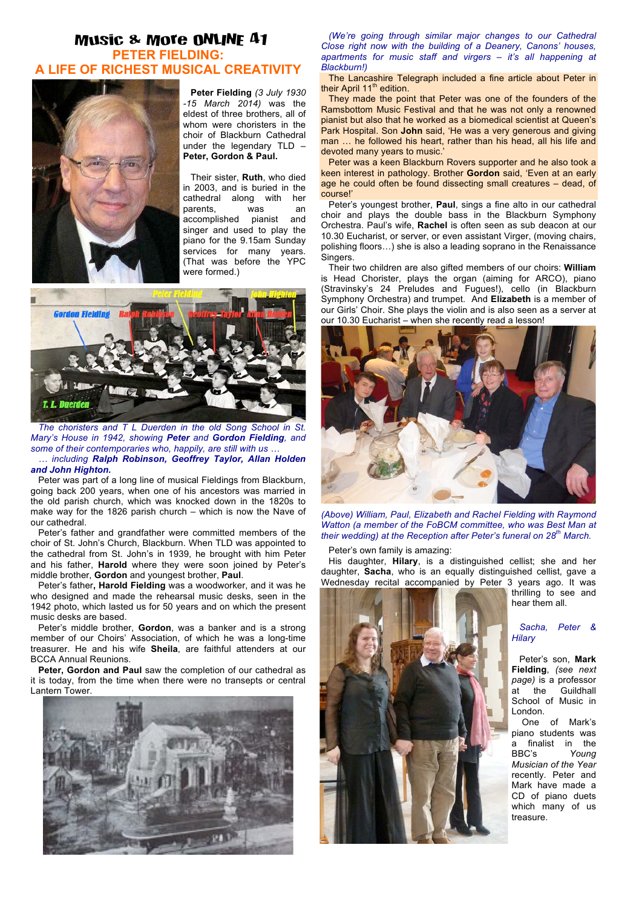# Music & More ONLINE 41

## PETER FIELDING: A LIFE OF RICHEST MUSICAL CREATIVITY

**Peter Fielding** *(3 July 1930 -15 March 2014)* was the eldest of three brothers, all of whom were choristers in the choir of Blackburn Cathedral under the legendary TLD – **Peter, Gordon & Paul.**

Their sister, **Ruth**, who died in 2003, and is buried in the cathedral along with her parents, was an accomplished pianist and singer and used to play the piano for the 9.15am Sunday services for many years. (That was before the YPC were formed.)

*The choristers and T L Duerden in the old Song School in St. Mary's House in 1942, showing **Peter** and **Gordon Fielding**, and some of their contemporaries who, happily, are still with us … … including **Ralph Robinson, Geoffrey Taylor, Allan Holden and John Highton.***

Peter was part of a long line of musical Fieldings from Blackburn, going back 200 years, when one of his ancestors was married in the old parish church, which was knocked down in the 1820s to make way for the 1826 parish church – which is now the Nave of our cathedral.

Peter's father and grandfather were committed members of the choir of St. John's Church, Blackburn. When TLD was appointed to the cathedral from St. John's in 1939, he brought with him Peter and his father, **Harold** where they were soon joined by Peter's middle brother, **Gordon** and youngest brother, **Paul**.

Peter's father**, Harold Fielding** was a woodworker, and it was he who designed and made the rehearsal music desks, seen in the 1942 photo, which lasted us for 50 years and on which the present music desks are based.

Peter's middle brother, **Gordon**, was a banker and is a strong member of our Choirs' Association, of which he was a long-time treasurer. He and his wife **Sheila**, are faithful attenders at our BCCA Annual Reunions.

**Peter, Gordon and Paul** saw the completion of our cathedral as it is today, from the time when there were no transepts or central Lantern Tower.

*(We're going through similar major changes to our Cathedral Close right now with the building of a Deanery, Canons' houses, apartments for music staff and virgers – it's all happening at Blackburn!)*

The Lancashire Telegraph included a fine article about Peter in their April 11th edition.

They made the point that Peter was one of the founders of the Ramsbottom Music Festival and that he was not only a renowned pianist but also that he worked as a biomedical scientist at Queen's Park Hospital. Son **John** said, 'He was a very generous and giving man … he followed his heart, rather than his head, all his life and devoted many years to music.'

Peter was a keen Blackburn Rovers supporter and he also took a keen interest in pathology. Brother **Gordon** said, 'Even at an early age he could often be found dissecting small creatures – dead, of course!'

Peter's youngest brother, **Paul**, sings a fine alto in our cathedral choir and plays the double bass in the Blackburn Symphony Orchestra. Paul's wife, **Rachel** is often seen as sub deacon at our 10.30 Eucharist, or server, or even assistant Virger, (moving chairs, polishing floors…) she is also a leading soprano in the Renaissance Singers.

Their two children are also gifted members of our choirs: **William** is Head Chorister, plays the organ (aiming for ARCO), piano (Stravinsky's 24 Preludes and Fugues!), cello (in Blackburn Symphony Orchestra) and trumpet. And **Elizabeth** is a member of our Girls' Choir. She plays the violin and is also seen as a server at our 10.30 Eucharist – when she recently read a lesson!

*(Above) William, Paul, Elizabeth and Rachel Fielding with Raymond Watton (a member of the FoBCM committee, who was Best Man at their wedding) at the Reception after Peter's funeral on 28th March.*

Peter's own family is amazing:

His daughter, **Hilary**, is a distinguished cellist; she and her daughter, **Sacha**, who is an equally distinguished cellist, gave a Wednesday recital accompanied by Peter 3 years ago. It was thrilling to see and hear them all.

*Sacha, Peter & Hilary*

Peter's son, **Mark Fielding**, *(see next page)* is a professor at the Guildhall School of Music in London.

One of Mark's piano students was a finalist in the BBC's *Young Musician of the Year* recently. Peter and Mark have made a CD of piano duets which many of us treasure.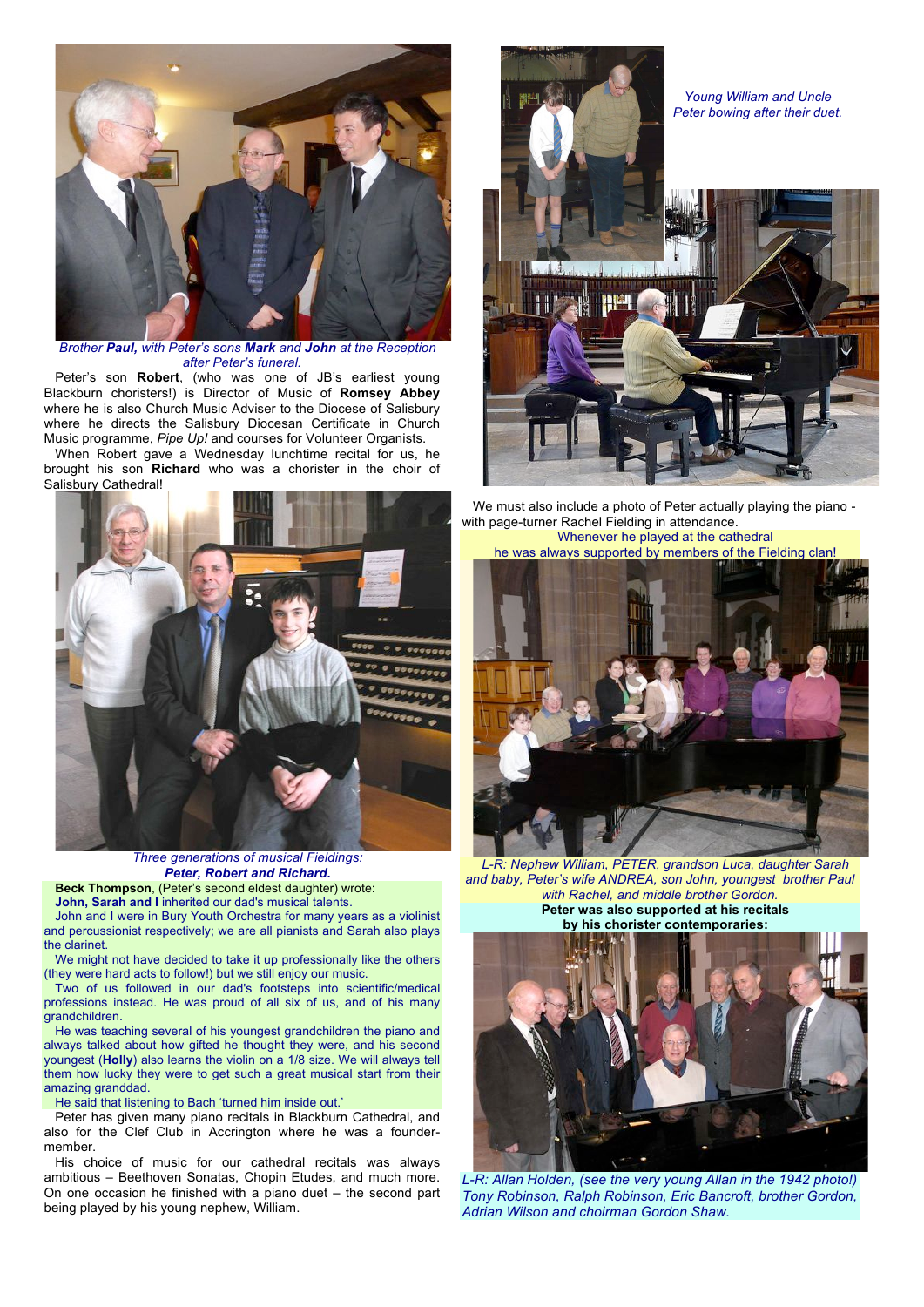*Brother **Paul,** with Peter's sons **Mark** and **John** at the Reception after Peter's funeral.*

Peter's son **Robert**, (who was one of JB's earliest young Blackburn choristers!) is Director of Music of **Romsey Abbey** where he is also Church Music Adviser to the Diocese of Salisbury where he directs the Salisbury Diocesan Certificate in Church Music programme, *Pipe Up!* and courses for Volunteer Organists.

When Robert gave a Wednesday lunchtime recital for us, he brought his son **Richard** who was a chorister in the choir of Salisbury Cathedral!

*Three generations of musical Fieldings:*
***Peter, Robert and Richard.***

**Beck Thompson**, (Peter's second eldest daughter) wrote:

**John, Sarah and I** inherited our dad's musical talents.

John and I were in Bury Youth Orchestra for many years as a violinist and percussionist respectively; we are all pianists and Sarah also plays the clarinet.

We might not have decided to take it up professionally like the others (they were hard acts to follow!) but we still enjoy our music.

Two of us followed in our dad's footsteps into scientific/medical professions instead. He was proud of all six of us, and of his many grandchildren.

He was teaching several of his youngest grandchildren the piano and always talked about how gifted he thought they were, and his second youngest (**Holly**) also learns the violin on a 1/8 size. We will always tell them how lucky they were to get such a great musical start from their amazing granddad.

He said that listening to Bach 'turned him inside out.'

Peter has given many piano recitals in Blackburn Cathedral, and also for the Clef Club in Accrington where he was a founder-member.

His choice of music for our cathedral recitals was always ambitious – Beethoven Sonatas, Chopin Etudes, and much more. On one occasion he finished with a piano duet – the second part being played by his young nephew, William.

*Young William and Uncle Peter bowing after their duet.*

We must also include a photo of Peter actually playing the piano - with page-turner Rachel Fielding in attendance.

Whenever he played at the cathedral he was always supported by members of the Fielding clan!

*L-R: Nephew William, PETER, grandson Luca, daughter Sarah and baby, Peter's wife ANDREA, son John, youngest brother Paul with Rachel, and middle brother Gordon.*

**Peter was also supported at his recitals by his chorister contemporaries:**

*L-R: Allan Holden, (see the very young Allan in the 1942 photo!) Tony Robinson, Ralph Robinson, Eric Bancroft, brother Gordon, Adrian Wilson and choirman Gordon Shaw.*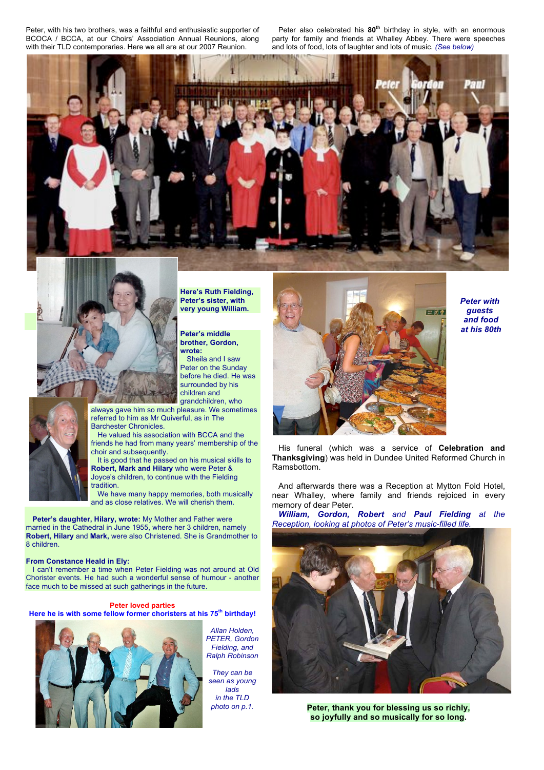Peter, with his two brothers, was a faithful and enthusiastic supporter of BCOCA / BCCA, at our Choirs' Association Annual Reunions, along with their TLD contemporaries. Here we all are at our 2007 Reunion.

Peter also celebrated his **80th** birthday in style, with an enormous party for family and friends at Whalley Abbey. There were speeches and lots of food, lots of laughter and lots of music. *(See below)*

Peter Gordon Paul

**Here's Ruth Fielding, Peter's sister, with very young William.**

**Peter's middle brother, Gordon, wrote:**

Sheila and I saw Peter on the Sunday before he died. He was surrounded by his children and grandchildren, who always gave him so much pleasure. We sometimes referred to him as Mr Quiverful, as in The Barchester Chronicles.

He valued his association with BCCA and the friends he had from many years' membership of the choir and subsequently.

It is good that he passed on his musical skills to **Robert, Mark and Hilary** who were Peter & Joyce's children, to continue with the Fielding tradition.

We have many happy memories, both musically and as close relatives. We will cherish them.

**Peter's daughter, Hilary, wrote:** My Mother and Father were married in the Cathedral in June 1955, where her 3 children, namely **Robert, Hilary** and **Mark,** were also Christened. She is Grandmother to 8 children.

**From Constance Heald in Ely:**

I can't remember a time when Peter Fielding was not around at Old Chorister events. He had such a wonderful sense of humour - another face much to be missed at such gatherings in the future.

**Peter loved parties**

**Here he is with some fellow former choristers at his 75th birthday!**

*Allan Holden, PETER, Gordon Fielding, and Ralph Robinson*

*They can be seen as young lads in the TLD photo on p.1.*

***Peter with guests and food at his 80th***

His funeral (which was a service of **Celebration and Thanksgiving**) was held in Dundee United Reformed Church in Ramsbottom.

And afterwards there was a Reception at Mytton Fold Hotel, near Whalley, where family and friends rejoiced in every memory of dear Peter.

***William, Gordon, Robert** and **Paul Fielding** at the Reception, looking at photos of Peter's music-filled life.*

**Peter, thank you for blessing us so richly, so joyfully and so musically for so long.**